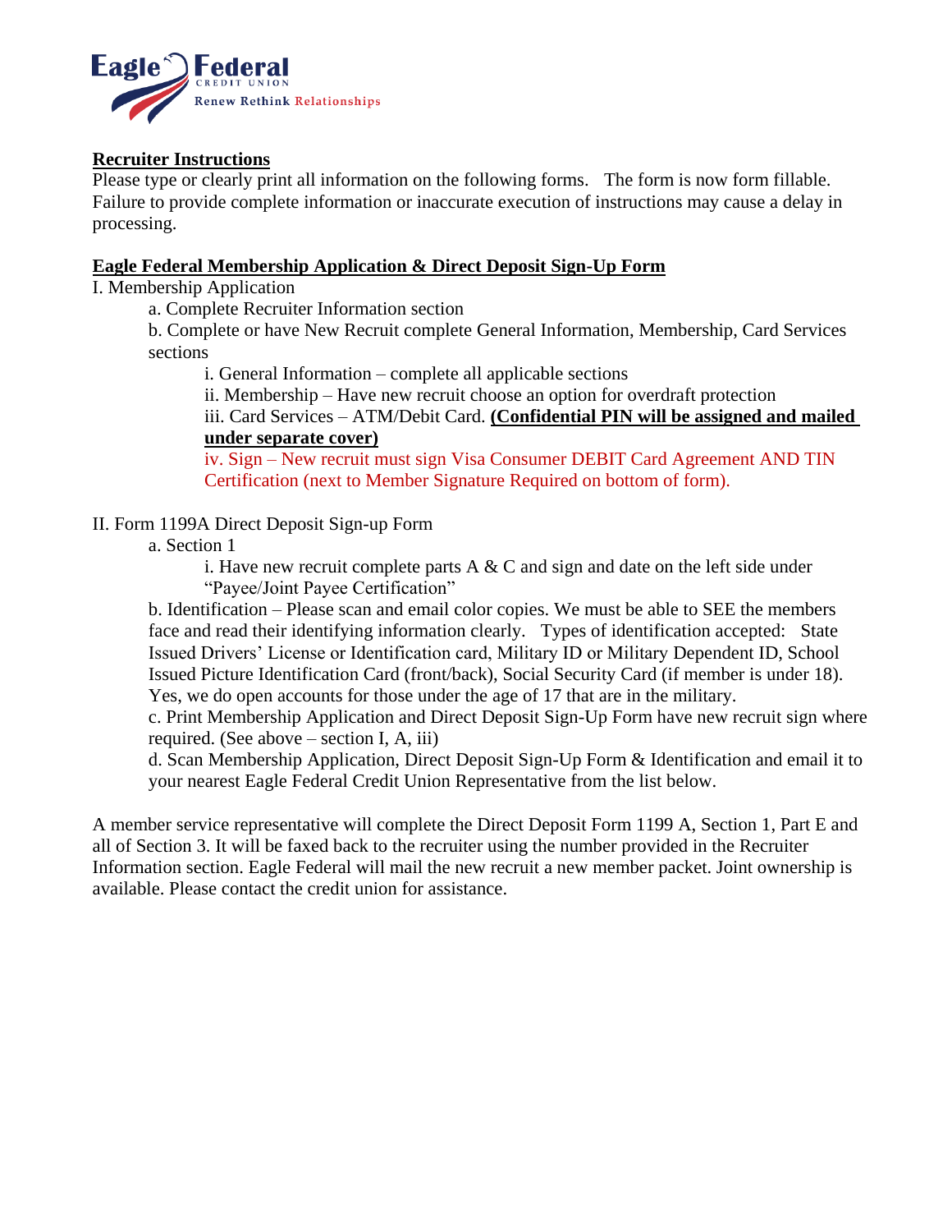Eagle Federal
CREDIT UNION
Renew Rethink Relationships

**Recruiter Instructions**

Please type or clearly print all information on the following forms. The form is now form fillable. Failure to provide complete information or inaccurate execution of instructions may cause a delay in processing.

**Eagle Federal Membership Application & Direct Deposit Sign-Up Form**

I. Membership Application

- a. Complete Recruiter Information section
- b. Complete or have New Recruit complete General Information, Membership, Card Services sections
  - i. General Information – complete all applicable sections
  - ii. Membership – Have new recruit choose an option for overdraft protection
  - iii. Card Services – ATM/Debit Card. **(Confidential PIN will be assigned and mailed under separate cover)**
  - iv. Sign – New recruit must sign Visa Consumer DEBIT Card Agreement AND TIN Certification (next to Member Signature Required on bottom of form).

II. Form 1199A Direct Deposit Sign-up Form

- a. Section 1
  - i. Have new recruit complete parts A & C and sign and date on the left side under "Payee/Joint Payee Certification"
- b. Identification – Please scan and email color copies. We must be able to SEE the members face and read their identifying information clearly. Types of identification accepted: State Issued Drivers' License or Identification card, Military ID or Military Dependent ID, School Issued Picture Identification Card (front/back), Social Security Card (if member is under 18). Yes, we do open accounts for those under the age of 17 that are in the military.
- c. Print Membership Application and Direct Deposit Sign-Up Form have new recruit sign where required. (See above – section I, A, iii)
- d. Scan Membership Application, Direct Deposit Sign-Up Form & Identification and email it to your nearest Eagle Federal Credit Union Representative from the list below.

A member service representative will complete the Direct Deposit Form 1199 A, Section 1, Part E and all of Section 3. It will be faxed back to the recruiter using the number provided in the Recruiter Information section. Eagle Federal will mail the new recruit a new member packet. Joint ownership is available. Please contact the credit union for assistance.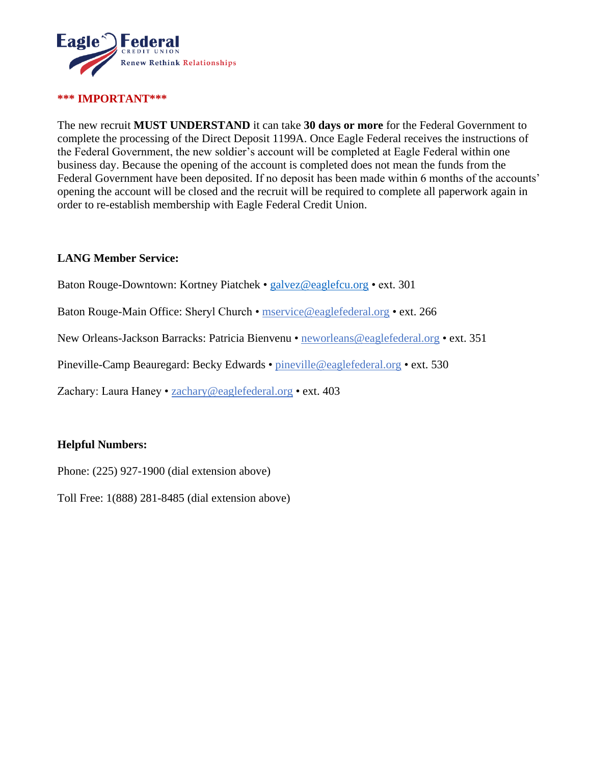Eagle Federal CREDIT UNION
Renew Rethink Relationships

**\*\*\* IMPORTANT\*\*\***

The new recruit **MUST UNDERSTAND** it can take **30 days or more** for the Federal Government to complete the processing of the Direct Deposit 1199A. Once Eagle Federal receives the instructions of the Federal Government, the new soldier's account will be completed at Eagle Federal within one business day. Because the opening of the account is completed does not mean the funds from the Federal Government have been deposited. If no deposit has been made within 6 months of the accounts' opening the account will be closed and the recruit will be required to complete all paperwork again in order to re-establish membership with Eagle Federal Credit Union.

**LANG Member Service:**

Baton Rouge-Downtown: Kortney Piatchek • galvez@eaglefcu.org • ext. 301

Baton Rouge-Main Office: Sheryl Church • mservice@eaglefederal.org • ext. 266

New Orleans-Jackson Barracks: Patricia Bienvenu • neworleans@eaglefederal.org • ext. 351

Pineville-Camp Beauregard: Becky Edwards • pineville@eaglefederal.org • ext. 530

Zachary: Laura Haney • zachary@eaglefederal.org • ext. 403

**Helpful Numbers:**

Phone: (225) 927-1900 (dial extension above)

Toll Free: 1(888) 281-8485 (dial extension above)